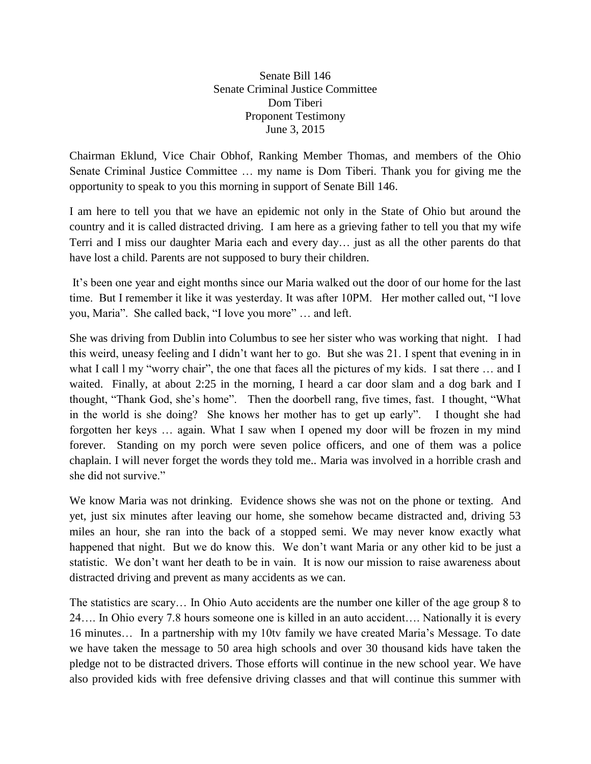Senate Bill 146
Senate Criminal Justice Committee
Dom Tiberi
Proponent Testimony
June 3, 2015

Chairman Eklund, Vice Chair Obhof, Ranking Member Thomas, and members of the Ohio Senate Criminal Justice Committee … my name is Dom Tiberi. Thank you for giving me the opportunity to speak to you this morning in support of Senate Bill 146.

I am here to tell you that we have an epidemic not only in the State of Ohio but around the country and it is called distracted driving. I am here as a grieving father to tell you that my wife Terri and I miss our daughter Maria each and every day… just as all the other parents do that have lost a child. Parents are not supposed to bury their children.

It's been one year and eight months since our Maria walked out the door of our home for the last time. But I remember it like it was yesterday. It was after 10PM. Her mother called out, "I love you, Maria". She called back, "I love you more" … and left.

She was driving from Dublin into Columbus to see her sister who was working that night. I had this weird, uneasy feeling and I didn't want her to go. But she was 21. I spent that evening in in what I call l my "worry chair", the one that faces all the pictures of my kids. I sat there … and I waited. Finally, at about 2:25 in the morning, I heard a car door slam and a dog bark and I thought, "Thank God, she's home". Then the doorbell rang, five times, fast. I thought, "What in the world is she doing? She knows her mother has to get up early". I thought she had forgotten her keys … again. What I saw when I opened my door will be frozen in my mind forever. Standing on my porch were seven police officers, and one of them was a police chaplain. I will never forget the words they told me.. Maria was involved in a horrible crash and she did not survive."

We know Maria was not drinking. Evidence shows she was not on the phone or texting. And yet, just six minutes after leaving our home, she somehow became distracted and, driving 53 miles an hour, she ran into the back of a stopped semi. We may never know exactly what happened that night. But we do know this. We don't want Maria or any other kid to be just a statistic. We don't want her death to be in vain. It is now our mission to raise awareness about distracted driving and prevent as many accidents as we can.

The statistics are scary… In Ohio Auto accidents are the number one killer of the age group 8 to 24…. In Ohio every 7.8 hours someone one is killed in an auto accident…. Nationally it is every 16 minutes… In a partnership with my 10tv family we have created Maria's Message. To date we have taken the message to 50 area high schools and over 30 thousand kids have taken the pledge not to be distracted drivers. Those efforts will continue in the new school year. We have also provided kids with free defensive driving classes and that will continue this summer with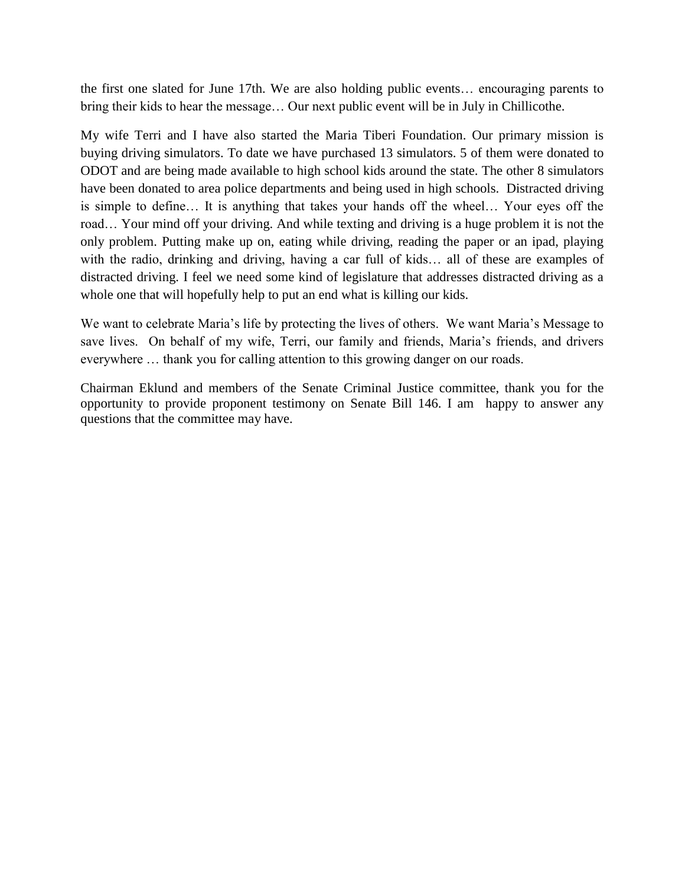the first one slated for June 17th. We are also holding public events… encouraging parents to bring their kids to hear the message… Our next public event will be in July in Chillicothe.

My wife Terri and I have also started the Maria Tiberi Foundation. Our primary mission is buying driving simulators. To date we have purchased 13 simulators. 5 of them were donated to ODOT and are being made available to high school kids around the state. The other 8 simulators have been donated to area police departments and being used in high schools. Distracted driving is simple to define… It is anything that takes your hands off the wheel… Your eyes off the road… Your mind off your driving. And while texting and driving is a huge problem it is not the only problem. Putting make up on, eating while driving, reading the paper or an ipad, playing with the radio, drinking and driving, having a car full of kids… all of these are examples of distracted driving. I feel we need some kind of legislature that addresses distracted driving as a whole one that will hopefully help to put an end what is killing our kids.

We want to celebrate Maria's life by protecting the lives of others. We want Maria's Message to save lives. On behalf of my wife, Terri, our family and friends, Maria's friends, and drivers everywhere … thank you for calling attention to this growing danger on our roads.

Chairman Eklund and members of the Senate Criminal Justice committee, thank you for the opportunity to provide proponent testimony on Senate Bill 146. I am happy to answer any questions that the committee may have.